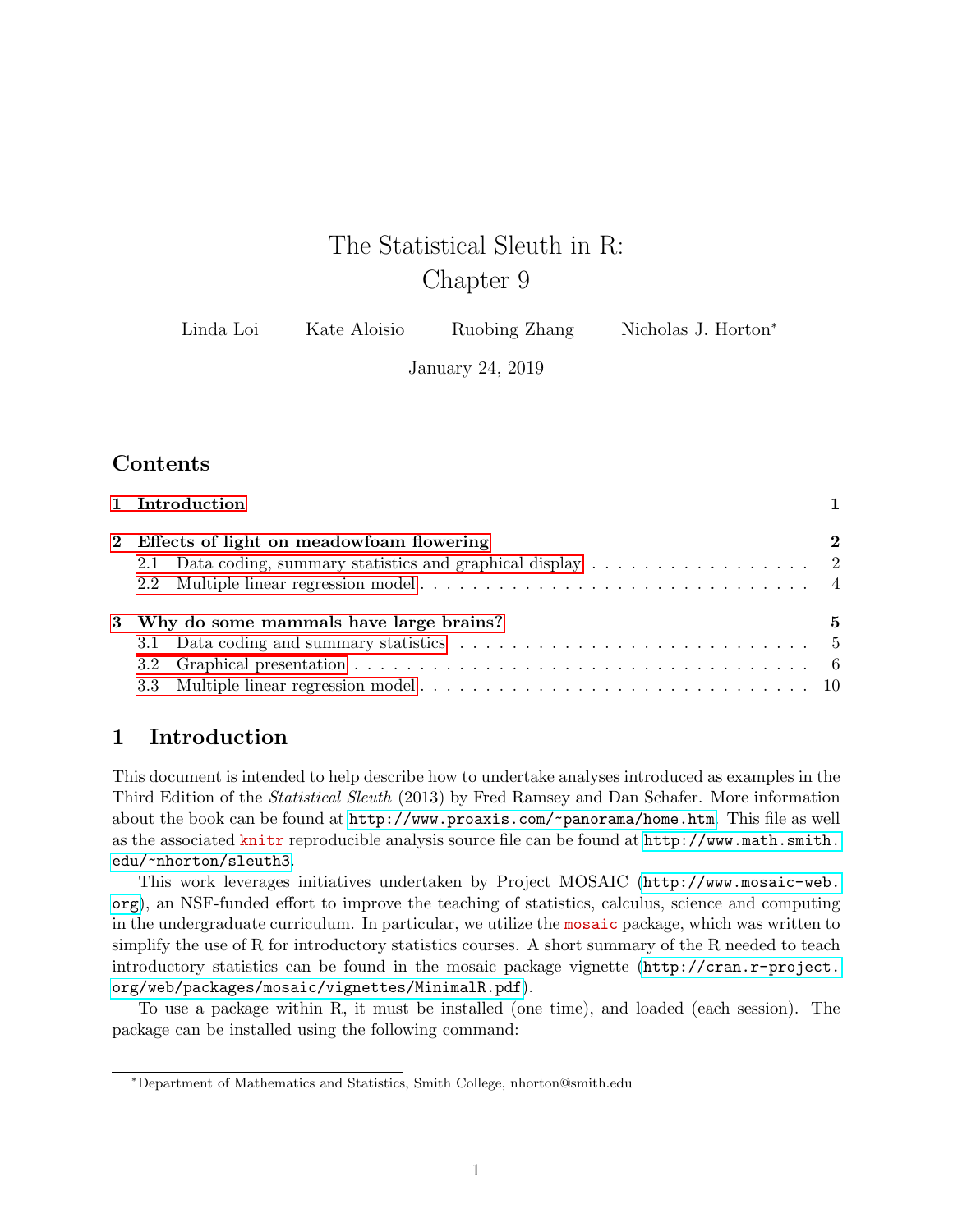# The Statistical Sleuth in R: Chapter 9

Linda Loi     Kate Aloisio     Ruobing Zhang     Nicholas J. Horton*

January 24, 2019

## Contents

1 Introduction ..... 1

2 Effects of light on meadowfoam flowering ..... 2
  - 2.1 Data coding, summary statistics and graphical display ..... 2
  - 2.2 Multiple linear regression model ..... 4

3 Why do some mammals have large brains? ..... 5
  - 3.1 Data coding and summary statistics ..... 5
  - 3.2 Graphical presentation ..... 6
  - 3.3 Multiple linear regression model ..... 10

## 1 Introduction

This document is intended to help describe how to undertake analyses introduced as examples in the Third Edition of the *Statistical Sleuth* (2013) by Fred Ramsey and Dan Schafer. More information about the book can be found at `http://www.proaxis.com/~panorama/home.htm`. This file as well as the associated knitr reproducible analysis source file can be found at `http://www.math.smith.edu/~nhorton/sleuth3`.

This work leverages initiatives undertaken by Project MOSAIC (`http://www.mosaic-web.org`), an NSF-funded effort to improve the teaching of statistics, calculus, science and computing in the undergraduate curriculum. In particular, we utilize the mosaic package, which was written to simplify the use of R for introductory statistics courses. A short summary of the R needed to teach introductory statistics can be found in the mosaic package vignette (`http://cran.r-project.org/web/packages/mosaic/vignettes/MinimalR.pdf`).

To use a package within R, it must be installed (one time), and loaded (each session). The package can be installed using the following command:

*Department of Mathematics and Statistics, Smith College, nhorton@smith.edu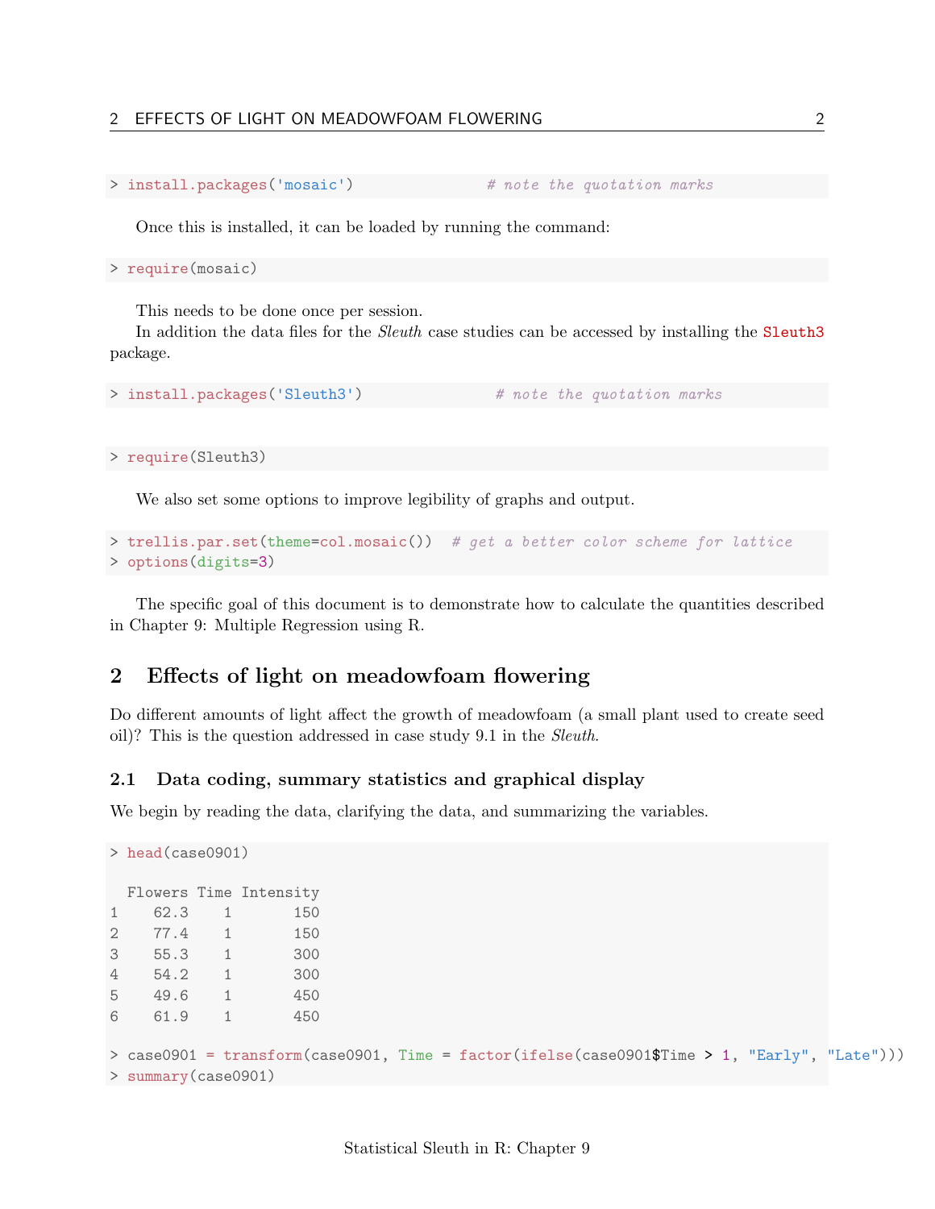```
> install.packages('mosaic')              # note the quotation marks
```

Once this is installed, it can be loaded by running the command:

```
> require(mosaic)
```

This needs to be done once per session.

In addition the data files for the *Sleuth* case studies can be accessed by installing the `Sleuth3` package.

```
> install.packages('Sleuth3')             # note the quotation marks
```

```
> require(Sleuth3)
```

We also set some options to improve legibility of graphs and output.

```
> trellis.par.set(theme=col.mosaic())  # get a better color scheme for lattice
> options(digits=3)
```

The specific goal of this document is to demonstrate how to calculate the quantities described in Chapter 9: Multiple Regression using R.

## 2 Effects of light on meadowfoam flowering

Do different amounts of light affect the growth of meadowfoam (a small plant used to create seed oil)? This is the question addressed in case study 9.1 in the *Sleuth*.

### 2.1 Data coding, summary statistics and graphical display

We begin by reading the data, clarifying the data, and summarizing the variables.

```
> head(case0901)

  Flowers Time Intensity
1    62.3    1       150
2    77.4    1       150
3    55.3    1       300
4    54.2    1       300
5    49.6    1       450
6    61.9    1       450

> case0901 = transform(case0901, Time = factor(ifelse(case0901$Time > 1, "Early", "Late")))
> summary(case0901)
```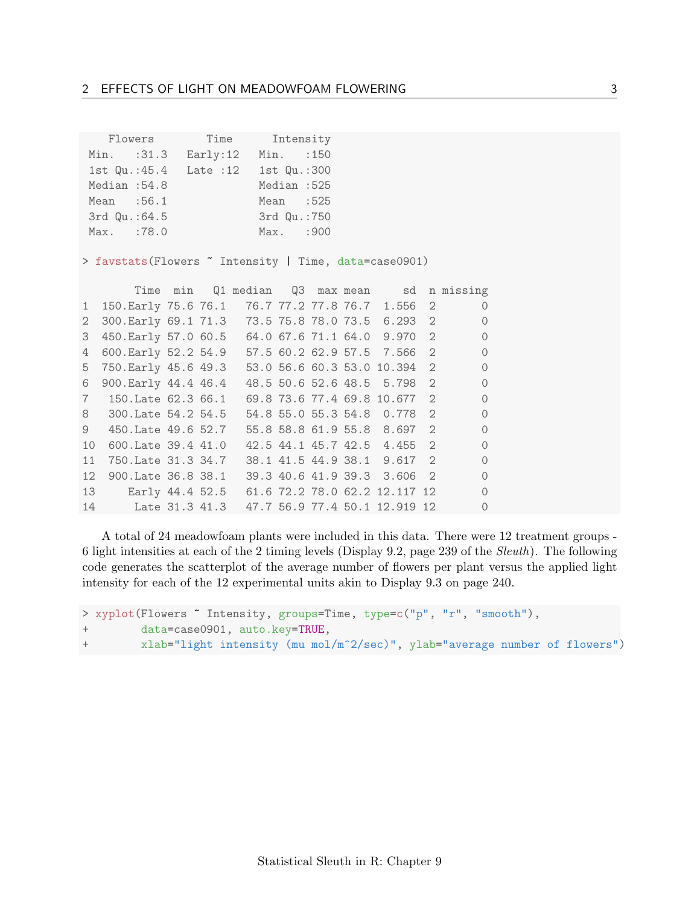```
    Flowers        Time      Intensity  
 Min.   :31.3   Early:12   Min.   :150  
 1st Qu.:45.4   Late :12   1st Qu.:300  
 Median :54.8              Median :525  
 Mean   :56.1              Mean   :525  
 3rd Qu.:64.5              3rd Qu.:750  
 Max.   :78.0              Max.   :900  
```

```
> favstats(Flowers ~ Intensity | Time, data=case0901)
```

```
        Time  min   Q1 median   Q3  max mean     sd  n missing
1  150.Early 75.6 76.1   76.7 77.2 77.8 76.7  1.556  2       0
2  300.Early 69.1 71.3   73.5 75.8 78.0 73.5  6.293  2       0
3  450.Early 57.0 60.5   64.0 67.6 71.1 64.0  9.970  2       0
4  600.Early 52.2 54.9   57.5 60.2 62.9 57.5  7.566  2       0
5  750.Early 45.6 49.3   53.0 56.6 60.3 53.0 10.394  2       0
6  900.Early 44.4 46.4   48.5 50.6 52.6 48.5  5.798  2       0
7   150.Late 62.3 66.1   69.8 73.6 77.4 69.8 10.677  2       0
8   300.Late 54.2 54.5   54.8 55.0 55.3 54.8  0.778  2       0
9   450.Late 49.6 52.7   55.8 58.8 61.9 55.8  8.697  2       0
10  600.Late 39.4 41.0   42.5 44.1 45.7 42.5  4.455  2       0
11  750.Late 31.3 34.7   38.1 41.5 44.9 38.1  9.617  2       0
12  900.Late 36.8 38.1   39.3 40.6 41.9 39.3  3.606  2       0
13     Early 44.4 52.5   61.6 72.2 78.0 62.2 12.117 12       0
14      Late 31.3 41.3   47.7 56.9 77.4 50.1 12.919 12       0
```

A total of 24 meadowfoam plants were included in this data. There were 12 treatment groups - 6 light intensities at each of the 2 timing levels (Display 9.2, page 239 of the *Sleuth*). The following code generates the scatterplot of the average number of flowers per plant versus the applied light intensity for each of the 12 experimental units akin to Display 9.3 on page 240.

```
> xyplot(Flowers ~ Intensity, groups=Time, type=c("p", "r", "smooth"),
+        data=case0901, auto.key=TRUE,
+        xlab="light intensity (mu mol/m^2/sec)", ylab="average number of flowers")
```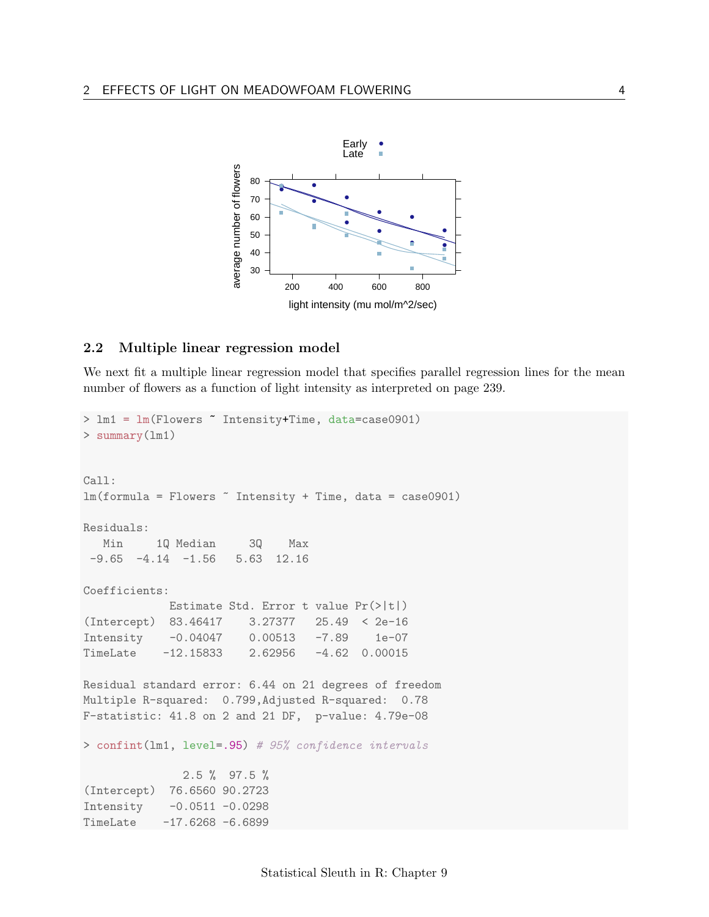### 2.2 Multiple linear regression model

We next fit a multiple linear regression model that specifies parallel regression lines for the mean number of flowers as a function of light intensity as interpreted on page 239.

```
> lm1 = lm(Flowers ~ Intensity+Time, data=case0901)
> summary(lm1)


Call:
lm(formula = Flowers ~ Intensity + Time, data = case0901)

Residuals:
   Min     1Q Median     3Q    Max 
 -9.65  -4.14  -1.56   5.63  12.16 

Coefficients:
             Estimate Std. Error t value Pr(>|t|)
(Intercept)  83.46417    3.27377   25.49  < 2e-16
Intensity    -0.04047    0.00513   -7.89    1e-07
TimeLate    -12.15833    2.62956   -4.62  0.00015

Residual standard error: 6.44 on 21 degrees of freedom
Multiple R-squared:  0.799,Adjusted R-squared:  0.78 
F-statistic: 41.8 on 2 and 21 DF,  p-value: 4.79e-08

> confint(lm1, level=.95) # 95% confidence intervals

               2.5 %  97.5 %
(Intercept)  76.6560 90.2723
Intensity    -0.0511 -0.0298
TimeLate    -17.6268 -6.6899
```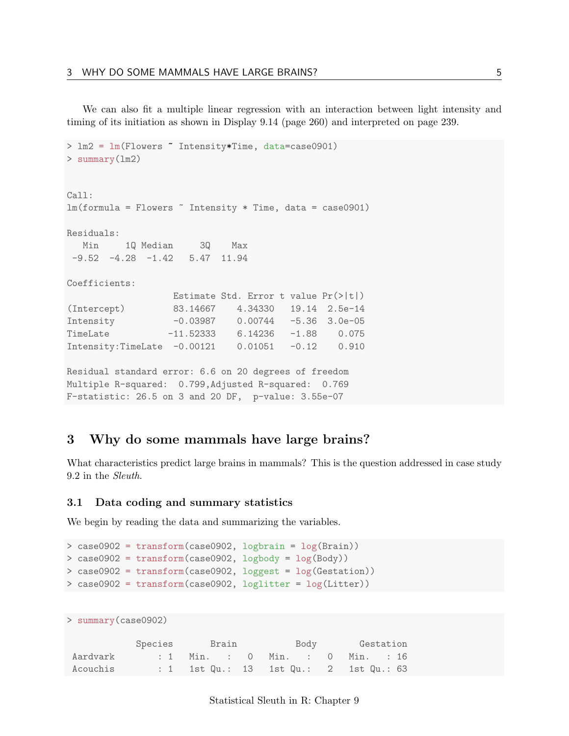We can also fit a multiple linear regression with an interaction between light intensity and timing of its initiation as shown in Display 9.14 (page 260) and interpreted on page 239.

```
> lm2 = lm(Flowers ~ Intensity*Time, data=case0901)
> summary(lm2)


Call:
lm(formula = Flowers ~ Intensity * Time, data = case0901)

Residuals:
   Min     1Q Median     3Q    Max 
 -9.52  -4.28  -1.42   5.47  11.94 

Coefficients:
                    Estimate Std. Error t value Pr(>|t|)
(Intercept)         83.14667    4.34330   19.14  2.5e-14
Intensity           -0.03987    0.00744   -5.36  3.0e-05
TimeLate           -11.52333    6.14236   -1.88    0.075
Intensity:TimeLate  -0.00121    0.01051   -0.12    0.910

Residual standard error: 6.6 on 20 degrees of freedom
Multiple R-squared:  0.799,Adjusted R-squared:  0.769 
F-statistic: 26.5 on 3 and 20 DF,  p-value: 3.55e-07
```

## 3 Why do some mammals have large brains?

What characteristics predict large brains in mammals? This is the question addressed in case study 9.2 in the *Sleuth*.

### 3.1 Data coding and summary statistics

We begin by reading the data and summarizing the variables.

```
> case0902 = transform(case0902, logbrain = log(Brain))
> case0902 = transform(case0902, logbody = log(Body))
> case0902 = transform(case0902, loggest = log(Gestation))
> case0902 = transform(case0902, loglitter = log(Litter))
```

```
> summary(case0902)

            Species       Brain           Body        Gestation  
 Aardvark       : 1   Min.   :   0   Min.   :   0   Min.   : 16  
 Acouchis       : 1   1st Qu.:  13   1st Qu.:   2   1st Qu.: 63  
```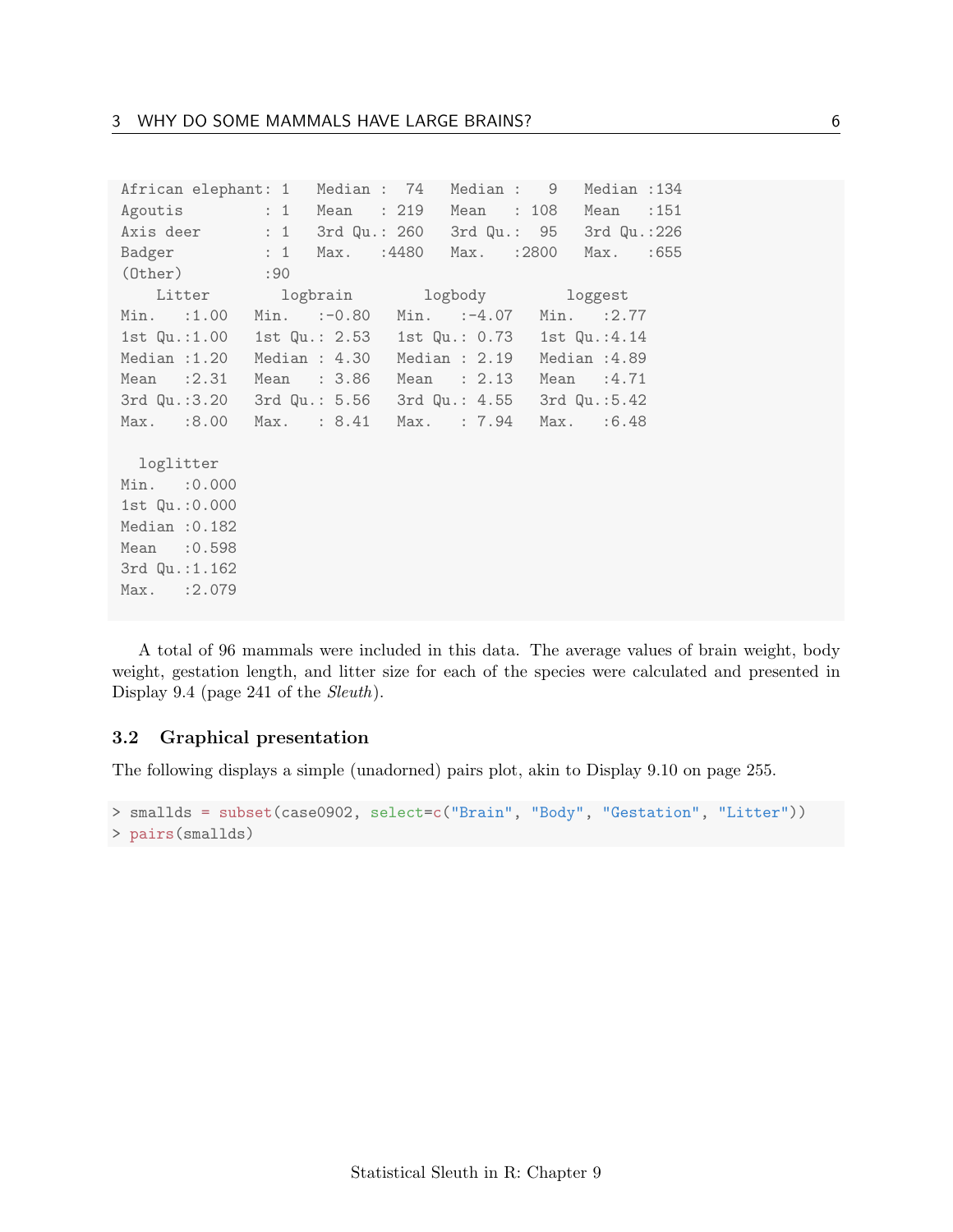```
 African elephant: 1   Median :  74   Median :   9   Median :134  
 Agoutis         : 1   Mean   : 219   Mean   : 108   Mean   :151  
 Axis deer       : 1   3rd Qu.: 260   3rd Qu.:  95   3rd Qu.:226  
 Badger          : 1   Max.   :4480   Max.   :2800   Max.   :655  
 (Other)         :90                                              
     Litter        logbrain        logbody         loggest    
 Min.   :1.00   Min.   :-0.80   Min.   :-4.07   Min.   :2.77  
 1st Qu.:1.00   1st Qu.: 2.53   1st Qu.: 0.73   1st Qu.:4.14  
 Median :1.20   Median : 4.30   Median : 2.19   Median :4.89  
 Mean   :2.31   Mean   : 3.86   Mean   : 2.13   Mean   :4.71  
 3rd Qu.:3.20   3rd Qu.: 5.56   3rd Qu.: 4.55   3rd Qu.:5.42  
 Max.   :8.00   Max.   : 8.41   Max.   : 7.94   Max.   :6.48  
                                                              
   loglitter    
 Min.   :0.000  
 1st Qu.:0.000  
 Median :0.182  
 Mean   :0.598  
 3rd Qu.:1.162  
 Max.   :2.079  
```

A total of 96 mammals were included in this data. The average values of brain weight, body weight, gestation length, and litter size for each of the species were calculated and presented in Display 9.4 (page 241 of the *Sleuth*).

### 3.2 Graphical presentation

The following displays a simple (unadorned) pairs plot, akin to Display 9.10 on page 255.

```
> smallds = subset(case0902, select=c("Brain", "Body", "Gestation", "Litter"))
> pairs(smallds)
```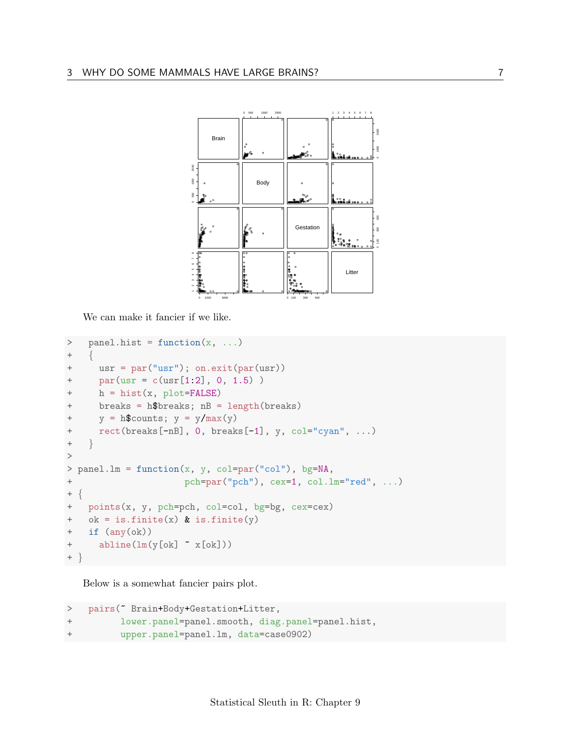We can make it fancier if we like.

```
>   panel.hist = function(x, ...)
+   {
+     usr = par("usr"); on.exit(par(usr))
+     par(usr = c(usr[1:2], 0, 1.5) )
+     h = hist(x, plot=FALSE)
+     breaks = h$breaks; nB = length(breaks)
+     y = h$counts; y = y/max(y)
+     rect(breaks[-nB], 0, breaks[-1], y, col="cyan", ...)
+   }
>
> panel.lm = function(x, y, col=par("col"), bg=NA,
+                     pch=par("pch"), cex=1, col.lm="red", ...)
+ {
+   points(x, y, pch=pch, col=col, bg=bg, cex=cex)
+   ok = is.finite(x) & is.finite(y)
+   if (any(ok))
+     abline(lm(y[ok] ~ x[ok]))
+ }
```

Below is a somewhat fancier pairs plot.

```
>   pairs(~ Brain+Body+Gestation+Litter,
+         lower.panel=panel.smooth, diag.panel=panel.hist,
+         upper.panel=panel.lm, data=case0902)
```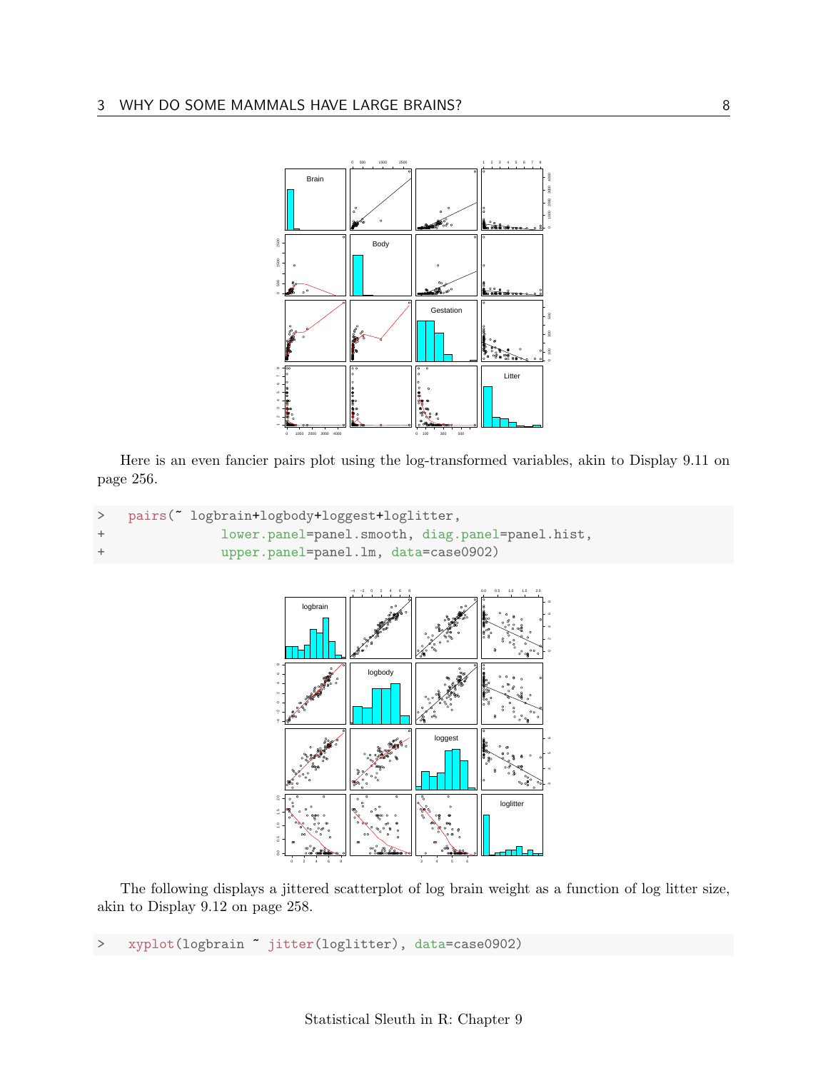Here is an even fancier pairs plot using the log-transformed variables, akin to Display 9.11 on page 256.

```
> pairs(~ logbrain+logbody+loggest+loglitter,
+             lower.panel=panel.smooth, diag.panel=panel.hist,
+             upper.panel=panel.lm, data=case0902)
```

The following displays a jittered scatterplot of log brain weight as a function of log litter size, akin to Display 9.12 on page 258.

```
> xyplot(logbrain ~ jitter(loglitter), data=case0902)
```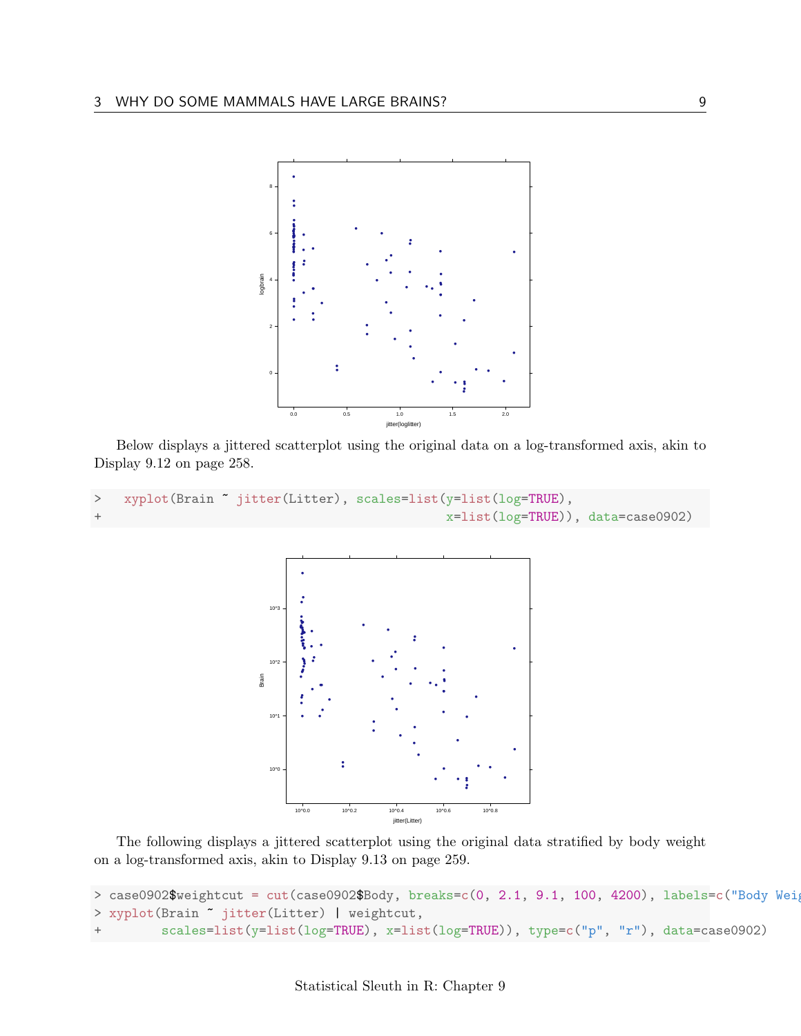Below displays a jittered scatterplot using the original data on a log-transformed axis, akin to Display 9.12 on page 258.

```
>   xyplot(Brain ~ jitter(Litter), scales=list(y=list(log=TRUE),
+                                         x=list(log=TRUE)), data=case0902)
```

The following displays a jittered scatterplot using the original data stratified by body weight on a log-transformed axis, akin to Display 9.13 on page 259.

```
> case0902$weightcut = cut(case0902$Body, breaks=c(0, 2.1, 9.1, 100, 4200), labels=c("Body Weig
> xyplot(Brain ~ jitter(Litter) | weightcut,
+        scales=list(y=list(log=TRUE), x=list(log=TRUE)), type=c("p", "r"), data=case0902)
```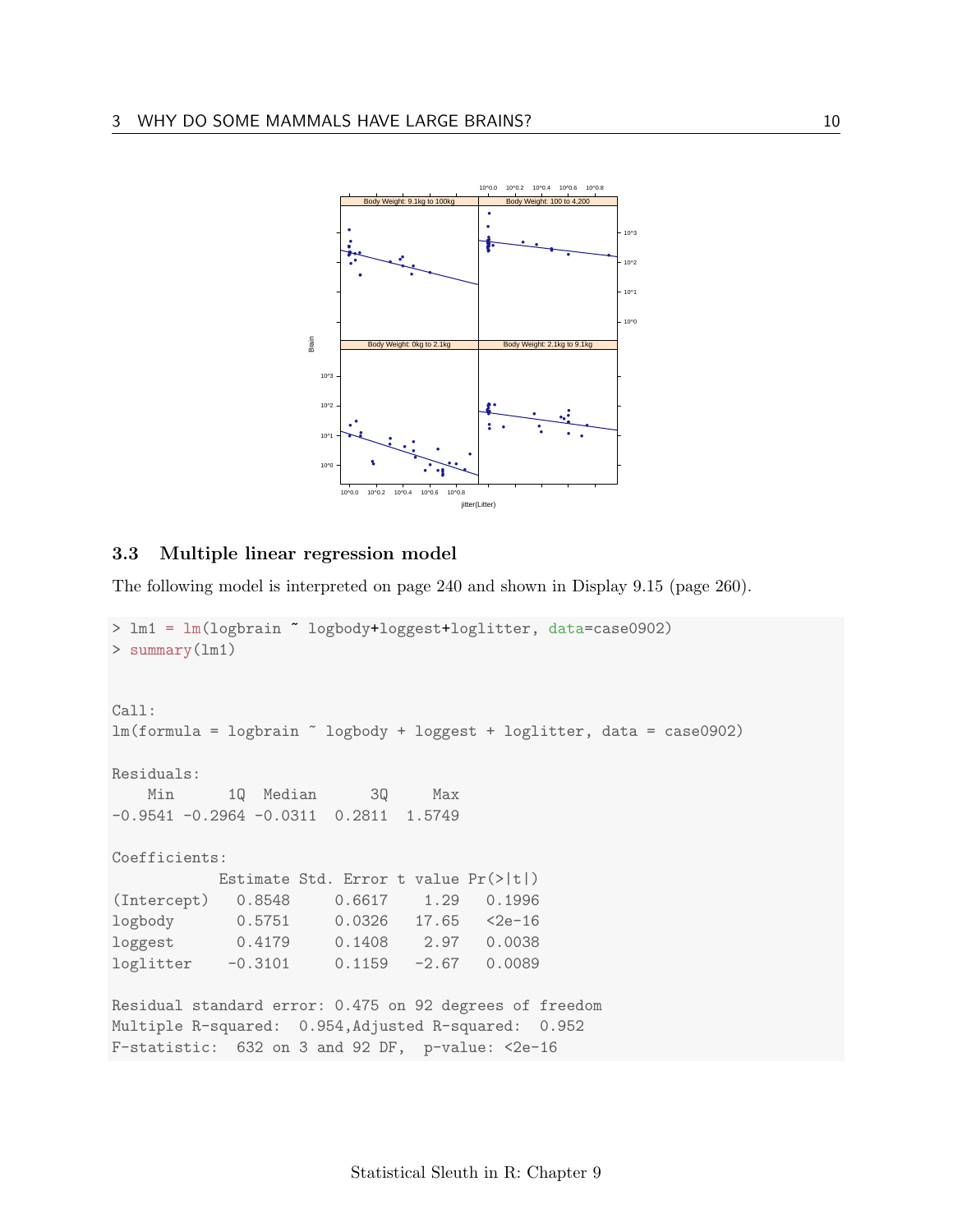Body Weight: 9.1kg to 100kg

Body Weight: 100 to 4,200

Body Weight: 0kg to 2.1kg

Body Weight: 2.1kg to 9.1kg

Brain

jitter(Litter)

10^0.0 10^0.2 10^0.4 10^0.6 10^0.8

10^0 10^1 10^2 10^3

### 3.3 Multiple linear regression model

The following model is interpreted on page 240 and shown in Display 9.15 (page 260).

```
> lm1 = lm(logbrain ~ logbody+loggest+loglitter, data=case0902)
> summary(lm1)


Call:
lm(formula = logbrain ~ logbody + loggest + loglitter, data = case0902)

Residuals:
    Min      1Q  Median      3Q     Max 
-0.9541 -0.2964 -0.0311  0.2811  1.5749 

Coefficients:
            Estimate Std. Error t value Pr(>|t|)
(Intercept)   0.8548     0.6617    1.29   0.1996
logbody       0.5751     0.0326   17.65   <2e-16
loggest       0.4179     0.1408    2.97   0.0038
loglitter    -0.3101     0.1159   -2.67   0.0089

Residual standard error: 0.475 on 92 degrees of freedom
Multiple R-squared:  0.954,Adjusted R-squared:  0.952 
F-statistic:  632 on 3 and 92 DF,  p-value: <2e-16
```